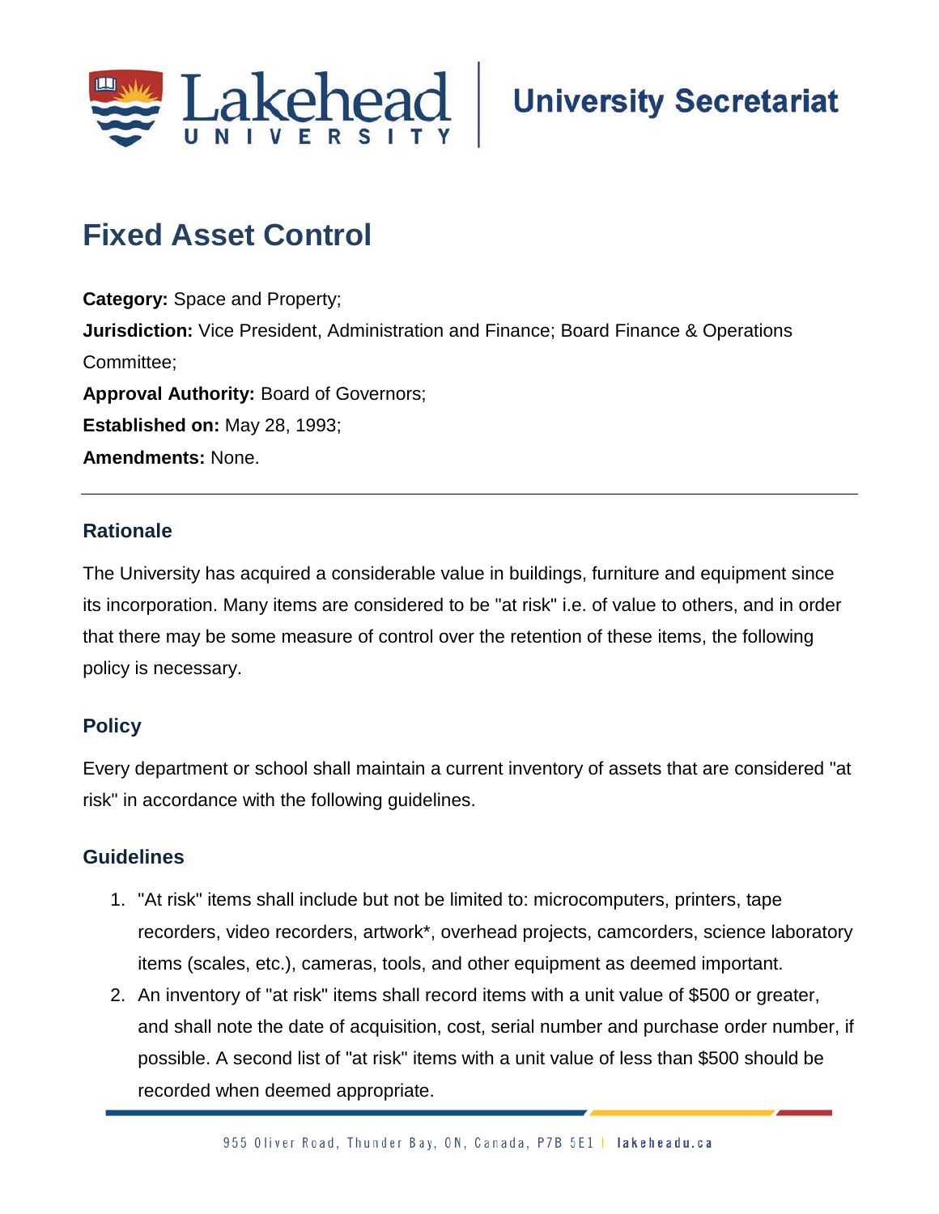# Fixed Asset Control

**Category:** Space and Property;

**Jurisdiction:** Vice President, Administration and Finance; Board Finance & Operations Committee;

**Approval Authority:** Board of Governors;

**Established on:** May 28, 1993;

**Amendments:** None.

---

## Rationale

The University has acquired a considerable value in buildings, furniture and equipment since its incorporation. Many items are considered to be "at risk" i.e. of value to others, and in order that there may be some measure of control over the retention of these items, the following policy is necessary.

## Policy

Every department or school shall maintain a current inventory of assets that are considered "at risk" in accordance with the following guidelines.

## Guidelines

1. "At risk" items shall include but not be limited to: microcomputers, printers, tape recorders, video recorders, artwork*, overhead projects, camcorders, science laboratory items (scales, etc.), cameras, tools, and other equipment as deemed important.
2. An inventory of "at risk" items shall record items with a unit value of $500 or greater, and shall note the date of acquisition, cost, serial number and purchase order number, if possible. A second list of "at risk" items with a unit value of less than $500 should be recorded when deemed appropriate.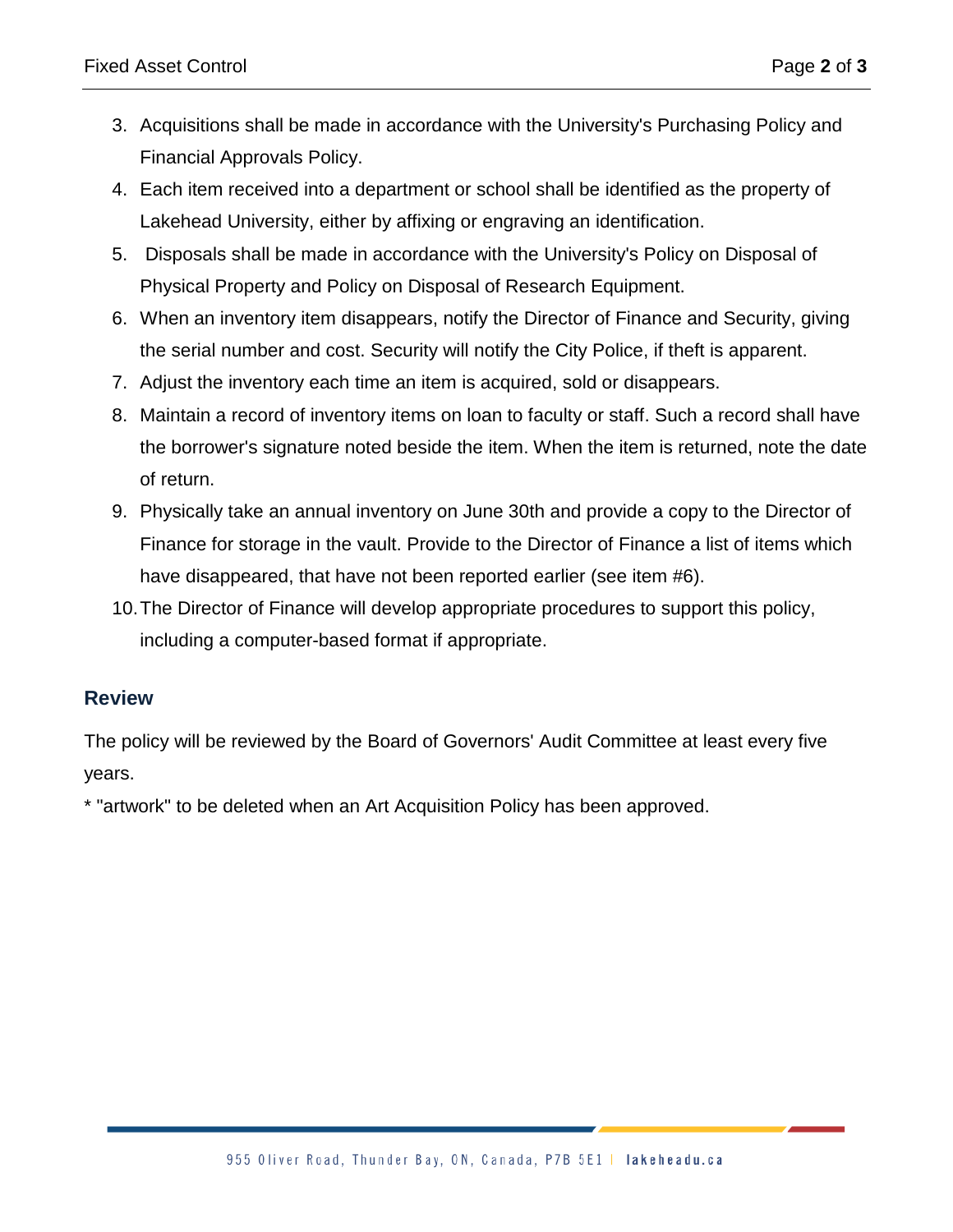3. Acquisitions shall be made in accordance with the University's Purchasing Policy and Financial Approvals Policy.
4. Each item received into a department or school shall be identified as the property of Lakehead University, either by affixing or engraving an identification.
5. Disposals shall be made in accordance with the University's Policy on Disposal of Physical Property and Policy on Disposal of Research Equipment.
6. When an inventory item disappears, notify the Director of Finance and Security, giving the serial number and cost. Security will notify the City Police, if theft is apparent.
7. Adjust the inventory each time an item is acquired, sold or disappears.
8. Maintain a record of inventory items on loan to faculty or staff. Such a record shall have the borrower's signature noted beside the item. When the item is returned, note the date of return.
9. Physically take an annual inventory on June 30th and provide a copy to the Director of Finance for storage in the vault. Provide to the Director of Finance a list of items which have disappeared, that have not been reported earlier (see item #6).
10. The Director of Finance will develop appropriate procedures to support this policy, including a computer-based format if appropriate.

## Review

The policy will be reviewed by the Board of Governors' Audit Committee at least every five years.

* "artwork" to be deleted when an Art Acquisition Policy has been approved.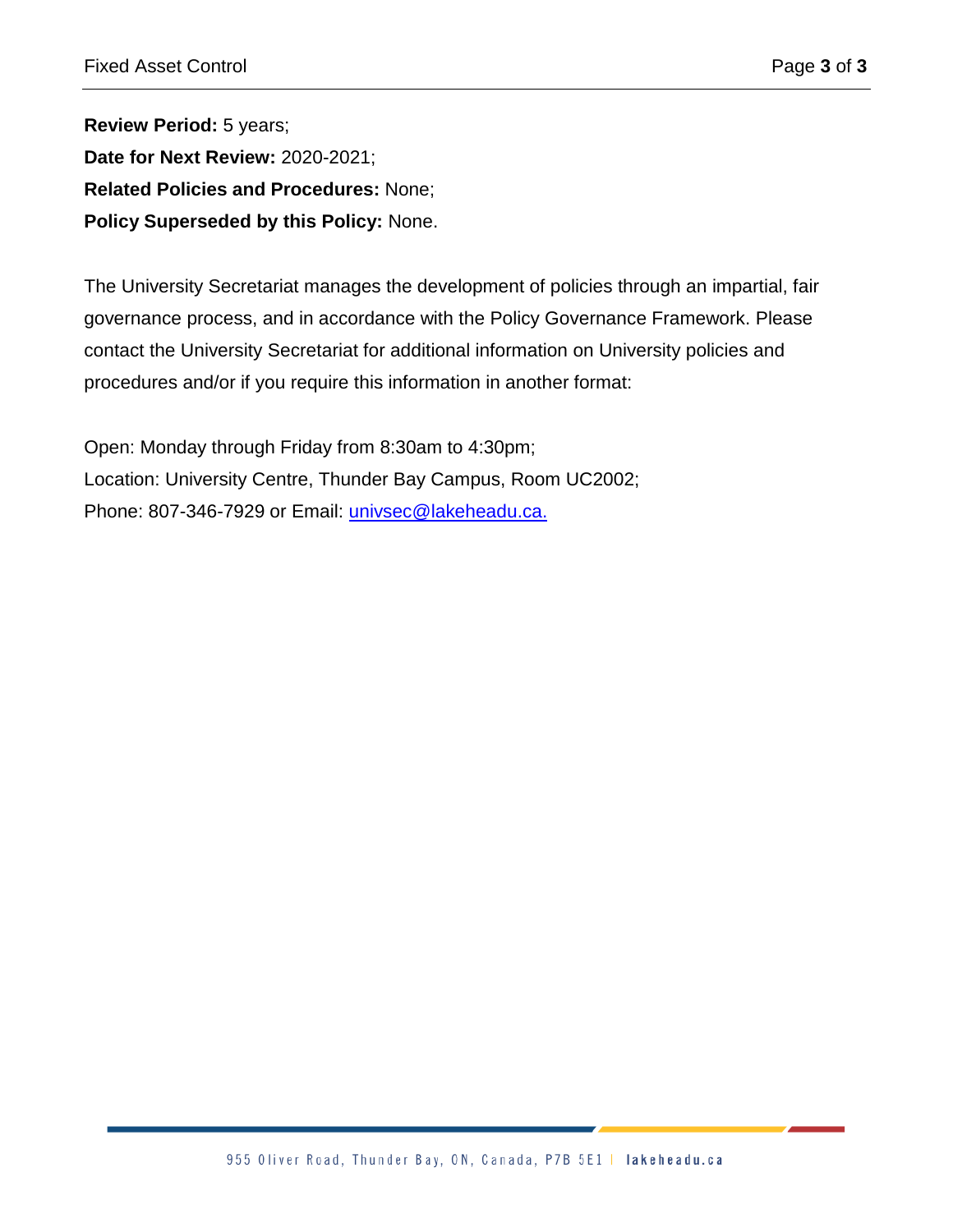**Review Period:** 5 years;
**Date for Next Review:** 2020-2021;
**Related Policies and Procedures:** None;
**Policy Superseded by this Policy:** None.

The University Secretariat manages the development of policies through an impartial, fair governance process, and in accordance with the Policy Governance Framework. Please contact the University Secretariat for additional information on University policies and procedures and/or if you require this information in another format:

Open: Monday through Friday from 8:30am to 4:30pm;
Location: University Centre, Thunder Bay Campus, Room UC2002;
Phone: 807-346-7929 or Email: univsec@lakeheadu.ca.